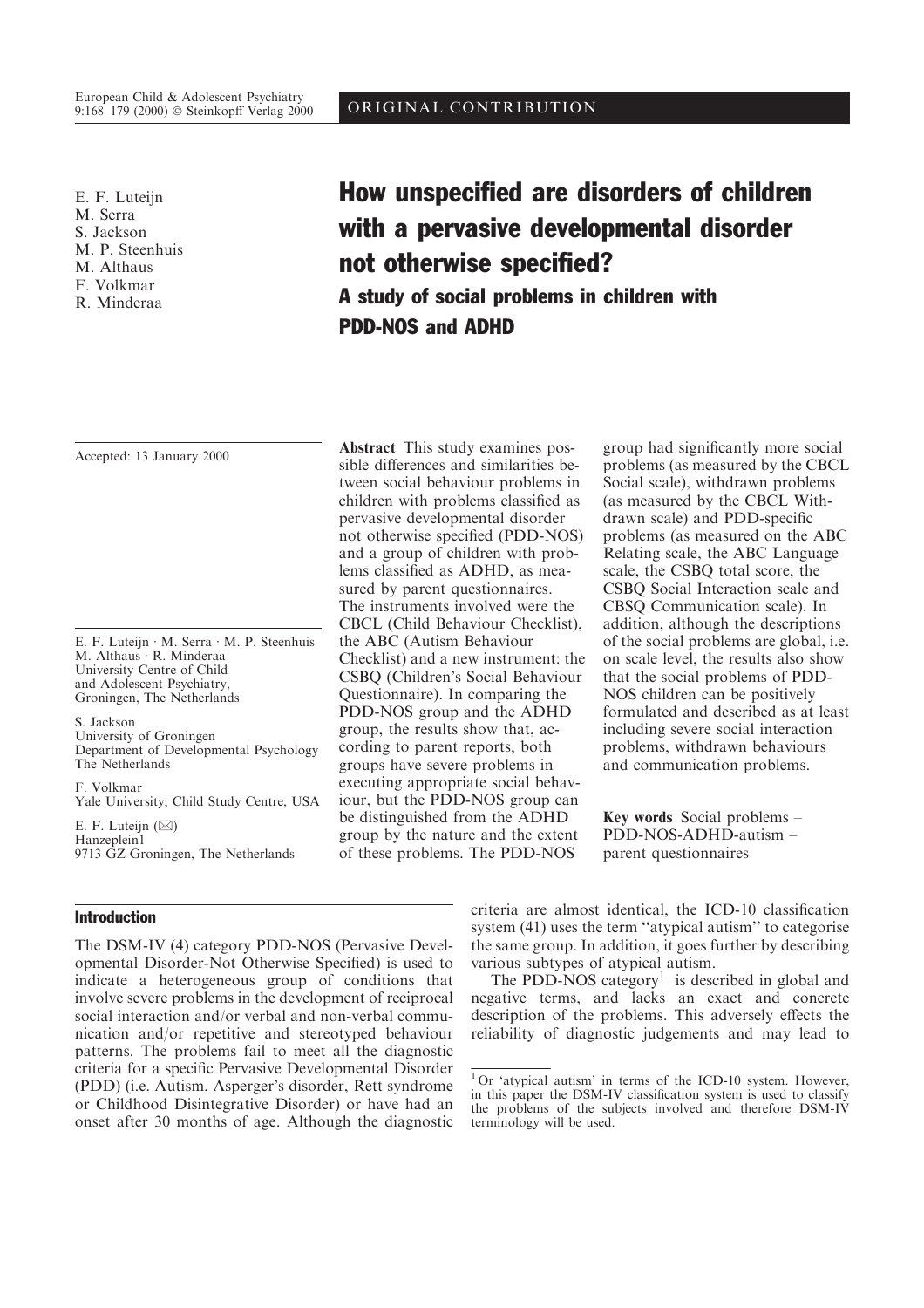ORIGINAL CONTRIBUTION

E. F. Luteijn
M. Serra
S. Jackson
M. P. Steenhuis
M. Althaus
F. Volkmar
R. Minderaa

# How unspecified are disorders of children with a pervasive developmental disorder not otherwise specified?

## A study of social problems in children with PDD-NOS and ADHD

Accepted: 13 January 2000

E. F. Luteijn · M. Serra · M. P. Steenhuis
M. Althaus · R. Minderaa
University Centre of Child and Adolescent Psychiatry, Groningen, The Netherlands

S. Jackson
University of Groningen
Department of Developmental Psychology
The Netherlands

F. Volkmar
Yale University, Child Study Centre, USA

E. F. Luteijn (✉)
Hanzeplein1
9713 GZ Groningen, The Netherlands

**Abstract** This study examines possible differences and similarities between social behaviour problems in children with problems classified as pervasive developmental disorder not otherwise specified (PDD-NOS) and a group of children with problems classified as ADHD, as measured by parent questionnaires. The instruments involved were the CBCL (Child Behaviour Checklist), the ABC (Autism Behaviour Checklist) and a new instrument: the CSBQ (Children's Social Behaviour Questionnaire). In comparing the PDD-NOS group and the ADHD group, the results show that, according to parent reports, both groups have severe problems in executing appropriate social behaviour, but the PDD-NOS group can be distinguished from the ADHD group by the nature and the extent of these problems. The PDD-NOS group had significantly more social problems (as measured by the CBCL Social scale), withdrawn problems (as measured by the CBCL Withdrawn scale) and PDD-specific problems (as measured on the ABC Relating scale, the ABC Language scale, the CSBQ total score, the CSBQ Social Interaction scale and CBSQ Communication scale). In addition, although the descriptions of the social problems are global, i.e. on scale level, the results also show that the social problems of PDD-NOS children can be positively formulated and described as at least including severe social interaction problems, withdrawn behaviours and communication problems.

**Key words** Social problems – PDD-NOS-ADHD-autism – parent questionnaires

## Introduction

The DSM-IV (4) category PDD-NOS (Pervasive Developmental Disorder-Not Otherwise Specified) is used to indicate a heterogeneous group of conditions that involve severe problems in the development of reciprocal social interaction and/or verbal and non-verbal communication and/or repetitive and stereotyped behaviour patterns. The problems fail to meet all the diagnostic criteria for a specific Pervasive Developmental Disorder (PDD) (i.e. Autism, Asperger's disorder, Rett syndrome or Childhood Disintegrative Disorder) or have had an onset after 30 months of age. Although the diagnostic criteria are almost identical, the ICD-10 classification system (41) uses the term "atypical autism" to categorise the same group. In addition, it goes further by describing various subtypes of atypical autism.

The PDD-NOS category[1] is described in global and negative terms, and lacks an exact and concrete description of the problems. This adversely effects the reliability of diagnostic judgements and may lead to

[1] Or 'atypical autism' in terms of the ICD-10 system. However, in this paper the DSM-IV classification system is used to classify the problems of the subjects involved and therefore DSM-IV terminology will be used.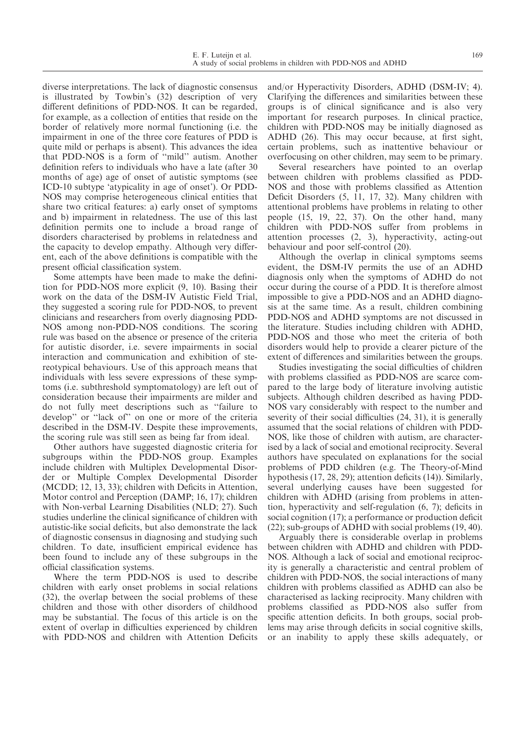diverse interpretations. The lack of diagnostic consensus is illustrated by Towbin's (32) description of very different definitions of PDD-NOS. It can be regarded, for example, as a collection of entities that reside on the border of relatively more normal functioning (i.e. the impairment in one of the three core features of PDD is quite mild or perhaps is absent). This advances the idea that PDD-NOS is a form of "mild" autism. Another definition refers to individuals who have a late (after 30 months of age) age of onset of autistic symptoms (see ICD-10 subtype 'atypicality in age of onset'). Or PDD-NOS may comprise heterogeneous clinical entities that share two critical features: a) early onset of symptoms and b) impairment in relatedness. The use of this last definition permits one to include a broad range of disorders characterised by problems in relatedness and the capacity to develop empathy. Although very different, each of the above definitions is compatible with the present official classification system.

Some attempts have been made to make the definition for PDD-NOS more explicit (9, 10). Basing their work on the data of the DSM-IV Autistic Field Trial, they suggested a scoring rule for PDD-NOS, to prevent clinicians and researchers from overly diagnosing PDD-NOS among non-PDD-NOS conditions. The scoring rule was based on the absence or presence of the criteria for autistic disorder, i.e. severe impairments in social interaction and communication and exhibition of stereotypical behaviours. Use of this approach means that individuals with less severe expressions of these symptoms (i.e. subthreshold symptomatology) are left out of consideration because their impairments are milder and do not fully meet descriptions such as "failure to develop" or "lack of" on one or more of the criteria described in the DSM-IV. Despite these improvements, the scoring rule was still seen as being far from ideal.

Other authors have suggested diagnostic criteria for subgroups within the PDD-NOS group. Examples include children with Multiplex Developmental Disorder or Multiple Complex Developmental Disorder (MCDD; 12, 13, 33); children with Deficits in Attention, Motor control and Perception (DAMP; 16, 17); children with Non-verbal Learning Disabilities (NLD; 27). Such studies underline the clinical significance of children with autistic-like social deficits, but also demonstrate the lack of diagnostic consensus in diagnosing and studying such children. To date, insufficient empirical evidence has been found to include any of these subgroups in the official classification systems.

Where the term PDD-NOS is used to describe children with early onset problems in social relations (32), the overlap between the social problems of these children and those with other disorders of childhood may be substantial. The focus of this article is on the extent of overlap in difficulties experienced by children with PDD-NOS and children with Attention Deficits and/or Hyperactivity Disorders, ADHD (DSM-IV; 4). Clarifying the differences and similarities between these groups is of clinical significance and is also very important for research purposes. In clinical practice, children with PDD-NOS may be initially diagnosed as ADHD (26). This may occur because, at first sight, certain problems, such as inattentive behaviour or overfocusing on other children, may seem to be primary.

Several researchers have pointed to an overlap between children with problems classified as PDD-NOS and those with problems classified as Attention Deficit Disorders (5, 11, 17, 32). Many children with attentional problems have problems in relating to other people (15, 19, 22, 37). On the other hand, many children with PDD-NOS suffer from problems in attention processes (2, 3), hyperactivity, acting-out behaviour and poor self-control (20).

Although the overlap in clinical symptoms seems evident, the DSM-IV permits the use of an ADHD diagnosis only when the symptoms of ADHD do not occur during the course of a PDD. It is therefore almost impossible to give a PDD-NOS and an ADHD diagnosis at the same time. As a result, children combining PDD-NOS and ADHD symptoms are not discussed in the literature. Studies including children with ADHD, PDD-NOS and those who meet the criteria of both disorders would help to provide a clearer picture of the extent of differences and similarities between the groups.

Studies investigating the social difficulties of children with problems classified as PDD-NOS are scarce compared to the large body of literature involving autistic subjects. Although children described as having PDD-NOS vary considerably with respect to the number and severity of their social difficulties (24, 31), it is generally assumed that the social relations of children with PDD-NOS, like those of children with autism, are characterised by a lack of social and emotional reciprocity. Several authors have speculated on explanations for the social problems of PDD children (e.g. The Theory-of-Mind hypothesis (17, 28, 29); attention deficits (14)). Similarly, several underlying causes have been suggested for children with ADHD (arising from problems in attention, hyperactivity and self-regulation (6, 7); deficits in social cognition (17); a performance or production deficit (22); sub-groups of ADHD with social problems (19, 40).

Arguably there is considerable overlap in problems between children with ADHD and children with PDD-NOS. Although a lack of social and emotional reciprocity is generally a characteristic and central problem of children with PDD-NOS, the social interactions of many children with problems classified as ADHD can also be characterised as lacking reciprocity. Many children with problems classified as PDD-NOS also suffer from specific attention deficits. In both groups, social problems may arise through deficits in social cognitive skills, or an inability to apply these skills adequately, or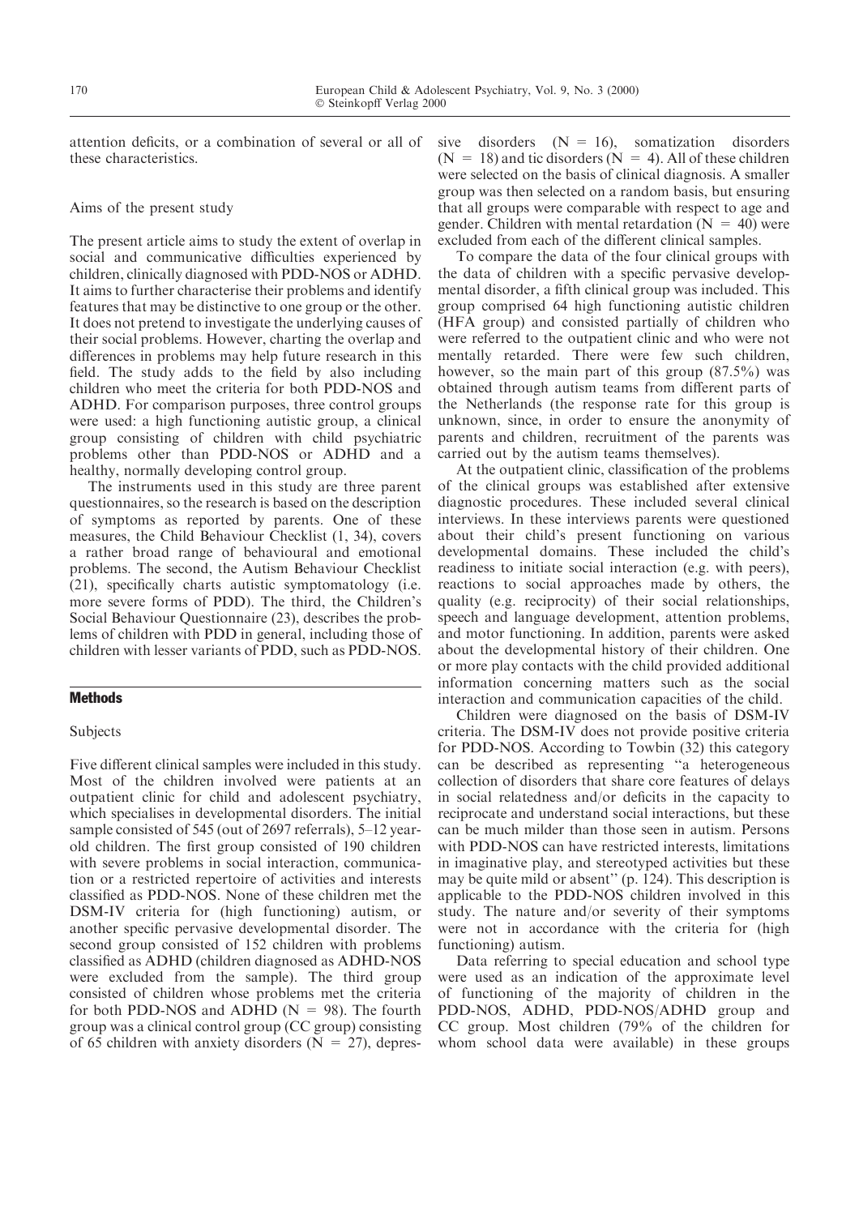attention deficits, or a combination of several or all of these characteristics.

### Aims of the present study

The present article aims to study the extent of overlap in social and communicative difficulties experienced by children, clinically diagnosed with PDD-NOS or ADHD. It aims to further characterise their problems and identify features that may be distinctive to one group or the other. It does not pretend to investigate the underlying causes of their social problems. However, charting the overlap and differences in problems may help future research in this field. The study adds to the field by also including children who meet the criteria for both PDD-NOS and ADHD. For comparison purposes, three control groups were used: a high functioning autistic group, a clinical group consisting of children with child psychiatric problems other than PDD-NOS or ADHD and a healthy, normally developing control group.

The instruments used in this study are three parent questionnaires, so the research is based on the description of symptoms as reported by parents. One of these measures, the Child Behaviour Checklist (1, 34), covers a rather broad range of behavioural and emotional problems. The second, the Autism Behaviour Checklist (21), specifically charts autistic symptomatology (i.e. more severe forms of PDD). The third, the Children's Social Behaviour Questionnaire (23), describes the problems of children with PDD in general, including those of children with lesser variants of PDD, such as PDD-NOS.

## Methods

### Subjects

Five different clinical samples were included in this study. Most of the children involved were patients at an outpatient clinic for child and adolescent psychiatry, which specialises in developmental disorders. The initial sample consisted of 545 (out of 2697 referrals), 5–12 year-old children. The first group consisted of 190 children with severe problems in social interaction, communication or a restricted repertoire of activities and interests classified as PDD-NOS. None of these children met the DSM-IV criteria for (high functioning) autism, or another specific pervasive developmental disorder. The second group consisted of 152 children with problems classified as ADHD (children diagnosed as ADHD-NOS were excluded from the sample). The third group consisted of children whose problems met the criteria for both PDD-NOS and ADHD (N = 98). The fourth group was a clinical control group (CC group) consisting of 65 children with anxiety disorders (N = 27), depressive disorders (N = 16), somatization disorders (N = 18) and tic disorders (N = 4). All of these children were selected on the basis of clinical diagnosis. A smaller group was then selected on a random basis, but ensuring that all groups were comparable with respect to age and gender. Children with mental retardation (N = 40) were excluded from each of the different clinical samples.

To compare the data of the four clinical groups with the data of children with a specific pervasive developmental disorder, a fifth clinical group was included. This group comprised 64 high functioning autistic children (HFA group) and consisted partially of children who were referred to the outpatient clinic and who were not mentally retarded. There were few such children, however, so the main part of this group (87.5%) was obtained through autism teams from different parts of the Netherlands (the response rate for this group is unknown, since, in order to ensure the anonymity of parents and children, recruitment of the parents was carried out by the autism teams themselves).

At the outpatient clinic, classification of the problems of the clinical groups was established after extensive diagnostic procedures. These included several clinical interviews. In these interviews parents were questioned about their child's present functioning on various developmental domains. These included the child's readiness to initiate social interaction (e.g. with peers), reactions to social approaches made by others, the quality (e.g. reciprocity) of their social relationships, speech and language development, attention problems, and motor functioning. In addition, parents were asked about the developmental history of their children. One or more play contacts with the child provided additional information concerning matters such as the social interaction and communication capacities of the child.

Children were diagnosed on the basis of DSM-IV criteria. The DSM-IV does not provide positive criteria for PDD-NOS. According to Towbin (32) this category can be described as representing "a heterogeneous collection of disorders that share core features of delays in social relatedness and/or deficits in the capacity to reciprocate and understand social interactions, but these can be much milder than those seen in autism. Persons with PDD-NOS can have restricted interests, limitations in imaginative play, and stereotyped activities but these may be quite mild or absent" (p. 124). This description is applicable to the PDD-NOS children involved in this study. The nature and/or severity of their symptoms were not in accordance with the criteria for (high functioning) autism.

Data referring to special education and school type were used as an indication of the approximate level of functioning of the majority of children in the PDD-NOS, ADHD, PDD-NOS/ADHD group and CC group. Most children (79% of the children for whom school data were available) in these groups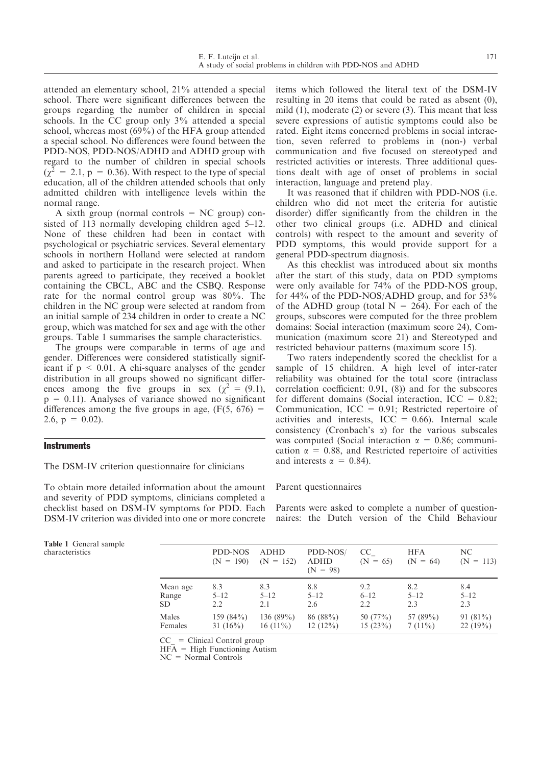attended an elementary school, 21% attended a special school. There were significant differences between the groups regarding the number of children in special schools. In the CC group only 3% attended a special school, whereas most (69%) of the HFA group attended a special school. No differences were found between the PDD-NOS, PDD-NOS/ADHD and ADHD group with regard to the number of children in special schools ($\chi^2 = 2.1$, $p = 0.36$). With respect to the type of special education, all of the children attended schools that only admitted children with intelligence levels within the normal range.

A sixth group (normal controls = NC group) consisted of 113 normally developing children aged 5–12. None of these children had been in contact with psychological or psychiatric services. Several elementary schools in northern Holland were selected at random and asked to participate in the research project. When parents agreed to participate, they received a booklet containing the CBCL, ABC and the CSBQ. Response rate for the normal control group was 80%. The children in the NC group were selected at random from an initial sample of 234 children in order to create a NC group, which was matched for sex and age with the other groups. Table 1 summarises the sample characteristics.

The groups were comparable in terms of age and gender. Differences were considered statistically significant if $p < 0.01$. A chi-square analyses of the gender distribution in all groups showed no significant differences among the five groups in sex ($\chi^2 = (9.1)$, $p = 0.11$). Analyses of variance showed no significant differences among the five groups in age, ($F(5, 676) = 2.6$, $p = 0.02$).

## Instruments

### The DSM-IV criterion questionnaire for clinicians

To obtain more detailed information about the amount and severity of PDD symptoms, clinicians completed a checklist based on DSM-IV symptoms for PDD. Each DSM-IV criterion was divided into one or more concrete items which followed the literal text of the DSM-IV resulting in 20 items that could be rated as absent (0), mild (1), moderate (2) or severe (3). This meant that less severe expressions of autistic symptoms could also be rated. Eight items concerned problems in social interaction, seven referred to problems in (non-) verbal communication and five focused on stereotyped and restricted activities or interests. Three additional questions dealt with age of onset of problems in social interaction, language and pretend play.

It was reasoned that if children with PDD-NOS (i.e. children who did not meet the criteria for autistic disorder) differ significantly from the children in the other two clinical groups (i.e. ADHD and clinical controls) with respect to the amount and severity of PDD symptoms, this would provide support for a general PDD-spectrum diagnosis.

As this checklist was introduced about six months after the start of this study, data on PDD symptoms were only available for 74% of the PDD-NOS group, for 44% of the PDD-NOS/ADHD group, and for 53% of the ADHD group (total N = 264). For each of the groups, subscores were computed for the three problem domains: Social interaction (maximum score 24), Communication (maximum score 21) and Stereotyped and restricted behaviour patterns (maximum score 15).

Two raters independently scored the checklist for a sample of 15 children. A high level of inter-rater reliability was obtained for the total score (intraclass correlation coefficient: 0.91, (8)) and for the subscores for different domains (Social interaction, ICC = 0.82; Communication, ICC = 0.91; Restricted repertoire of activities and interests, ICC = 0.66). Internal scale consistency (Cronbach's $\alpha$) for the various subscales was computed (Social interaction $\alpha = 0.86$; communication $\alpha = 0.88$, and Restricted repertoire of activities and interests $\alpha = 0.84$).

### Parent questionnaires

Parents were asked to complete a number of questionnaires: the Dutch version of the Child Behaviour

**Table 1** General sample characteristics

| | PDD-NOS (N = 190) | ADHD (N = 152) | PDD-NOS/ ADHD (N = 98) | CC_ (N = 65) | HFA (N = 64) | NC (N = 113) |
|---|---|---|---|---|---|---|
| Mean age | 8.3 | 8.3 | 8.8 | 9.2 | 8.2 | 8.4 |
| Range | 5–12 | 5–12 | 5–12 | 6–12 | 5–12 | 5–12 |
| SD | 2.2 | 2.1 | 2.6 | 2.2 | 2.3 | 2.3 |
| Males | 159 (84%) | 136 (89%) | 86 (88%) | 50 (77%) | 57 (89%) | 91 (81%) |
| Females | 31 (16%) | 16 (11%) | 12 (12%) | 15 (23%) | 7 (11%) | 22 (19%) |

CC_ = Clinical Control group
HFA = High Functioning Autism
NC = Normal Controls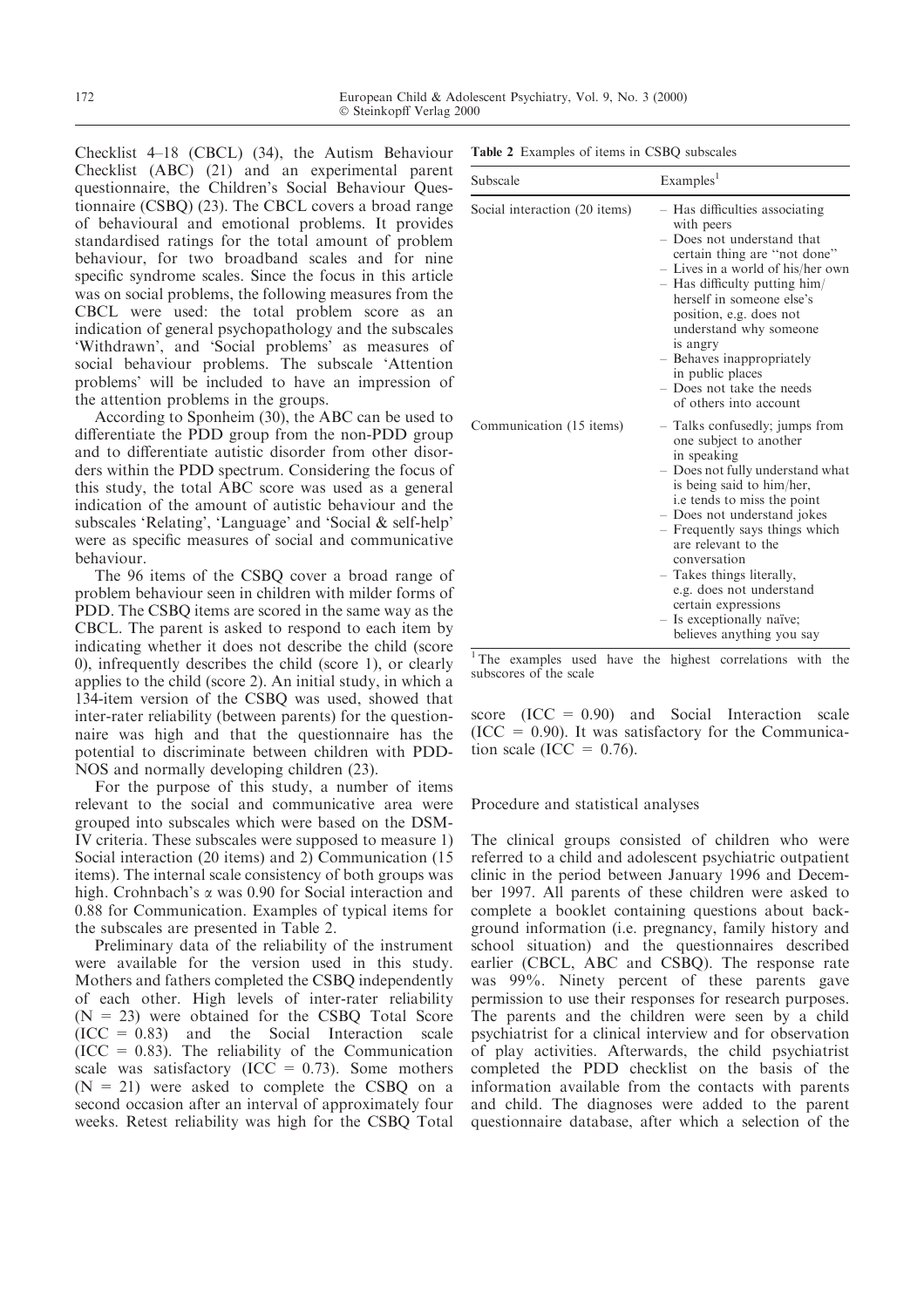Checklist 4–18 (CBCL) (34), the Autism Behaviour Checklist (ABC) (21) and an experimental parent questionnaire, the Children's Social Behaviour Questionnaire (CSBQ) (23). The CBCL covers a broad range of behavioural and emotional problems. It provides standardised ratings for the total amount of problem behaviour, for two broadband scales and for nine specific syndrome scales. Since the focus in this article was on social problems, the following measures from the CBCL were used: the total problem score as an indication of general psychopathology and the subscales 'Withdrawn', and 'Social problems' as measures of social behaviour problems. The subscale 'Attention problems' will be included to have an impression of the attention problems in the groups.

According to Sponheim (30), the ABC can be used to differentiate the PDD group from the non-PDD group and to differentiate autistic disorder from other disorders within the PDD spectrum. Considering the focus of this study, the total ABC score was used as a general indication of the amount of autistic behaviour and the subscales 'Relating', 'Language' and 'Social & self-help' were as specific measures of social and communicative behaviour.

The 96 items of the CSBQ cover a broad range of problem behaviour seen in children with milder forms of PDD. The CSBQ items are scored in the same way as the CBCL. The parent is asked to respond to each item by indicating whether it does not describe the child (score 0), infrequently describes the child (score 1), or clearly applies to the child (score 2). An initial study, in which a 134-item version of the CSBQ was used, showed that inter-rater reliability (between parents) for the questionnaire was high and that the questionnaire has the potential to discriminate between children with PDD-NOS and normally developing children (23).

For the purpose of this study, a number of items relevant to the social and communicative area were grouped into subscales which were based on the DSM-IV criteria. These subscales were supposed to measure 1) Social interaction (20 items) and 2) Communication (15 items). The internal scale consistency of both groups was high. Crohnbach's $\alpha$ was 0.90 for Social interaction and 0.88 for Communication. Examples of typical items for the subscales are presented in Table 2.

**Table 2** Examples of items in CSBQ subscales

| Subscale | Examples[1] |
|---|---|
| Social interaction (20 items) | – Has difficulties associating with peers<br>– Does not understand that certain thing are "not done"<br>– Lives in a world of his/her own<br>– Has difficulty putting him/herself in someone else's position, e.g. does not understand why someone is angry<br>– Behaves inappropriately in public places<br>– Does not take the needs of others into account |
| Communication (15 items) | – Talks confusedly; jumps from one subject to another in speaking<br>– Does not fully understand what is being said to him/her, i.e tends to miss the point<br>– Does not understand jokes<br>– Frequently says things which are relevant to the conversation<br>– Takes things literally, e.g. does not understand certain expressions<br>– Is exceptionally naïve; believes anything you say |

[1] The examples used have the highest correlations with the subscores of the scale

Preliminary data of the reliability of the instrument were available for the version used in this study. Mothers and fathers completed the CSBQ independently of each other. High levels of inter-rater reliability (N = 23) were obtained for the CSBQ Total Score (ICC = 0.83) and the Social Interaction scale (ICC = 0.83). The reliability of the Communication scale was satisfactory (ICC = 0.73). Some mothers (N = 21) were asked to complete the CSBQ on a second occasion after an interval of approximately four weeks. Retest reliability was high for the CSBQ Total score (ICC = 0.90) and Social Interaction scale (ICC = 0.90). It was satisfactory for the Communication scale (ICC = 0.76).

### Procedure and statistical analyses

The clinical groups consisted of children who were referred to a child and adolescent psychiatric outpatient clinic in the period between January 1996 and December 1997. All parents of these children were asked to complete a booklet containing questions about background information (i.e. pregnancy, family history and school situation) and the questionnaires described earlier (CBCL, ABC and CSBQ). The response rate was 99%. Ninety percent of these parents gave permission to use their responses for research purposes. The parents and the children were seen by a child psychiatrist for a clinical interview and for observation of play activities. Afterwards, the child psychiatrist completed the PDD checklist on the basis of the information available from the contacts with parents and child. The diagnoses were added to the parent questionnaire database, after which a selection of the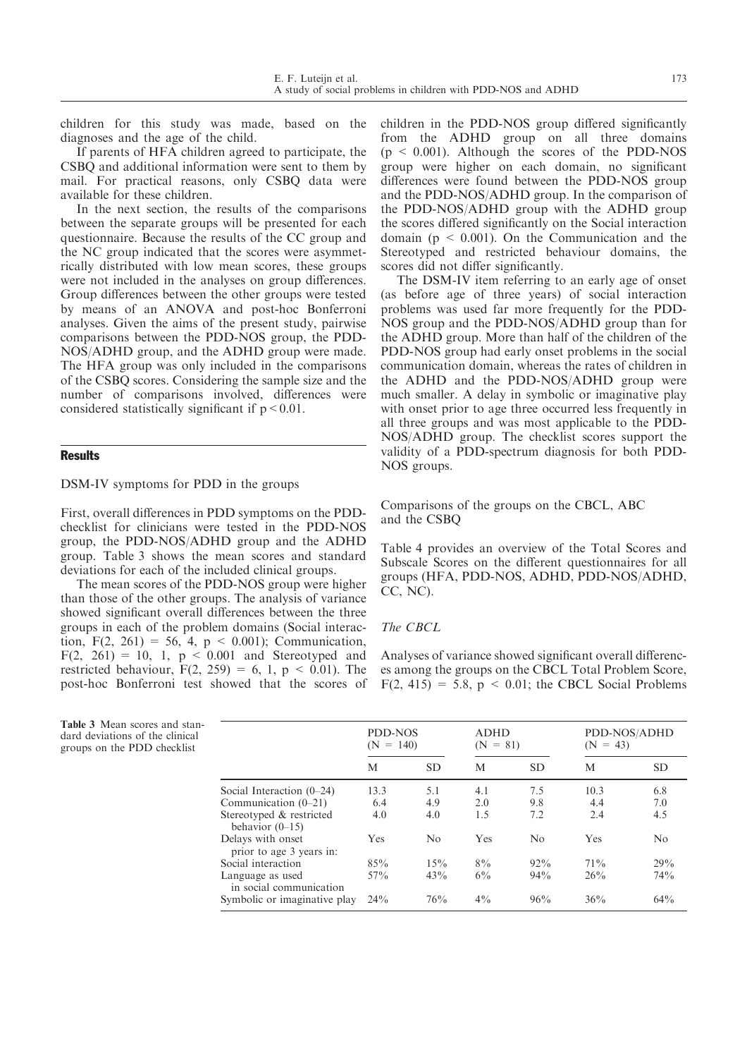children for this study was made, based on the diagnoses and the age of the child.

If parents of HFA children agreed to participate, the CSBQ and additional information were sent to them by mail. For practical reasons, only CSBQ data were available for these children.

In the next section, the results of the comparisons between the separate groups will be presented for each questionnaire. Because the results of the CC group and the NC group indicated that the scores were asymmetrically distributed with low mean scores, these groups were not included in the analyses on group differences. Group differences between the other groups were tested by means of an ANOVA and post-hoc Bonferroni analyses. Given the aims of the present study, pairwise comparisons between the PDD-NOS group, the PDD-NOS/ADHD group, and the ADHD group were made. The HFA group was only included in the comparisons of the CSBQ scores. Considering the sample size and the number of comparisons involved, differences were considered statistically significant if $p < 0.01$.

## Results

### DSM-IV symptoms for PDD in the groups

First, overall differences in PDD symptoms on the PDD-checklist for clinicians were tested in the PDD-NOS group, the PDD-NOS/ADHD group and the ADHD group. Table 3 shows the mean scores and standard deviations for each of the included clinical groups.

The mean scores of the PDD-NOS group were higher than those of the other groups. The analysis of variance showed significant overall differences between the three groups in each of the problem domains (Social interaction, $F(2, 261) = 56, 4$, $p < 0.001$); Communication, $F(2, 261) = 10, 1$, $p < 0.001$ and Stereotyped and restricted behaviour, $F(2, 259) = 6, 1$, $p < 0.01$). The post-hoc Bonferroni test showed that the scores of children in the PDD-NOS group differed significantly from the ADHD group on all three domains ($p < 0.001$). Although the scores of the PDD-NOS group were higher on each domain, no significant differences were found between the PDD-NOS group and the PDD-NOS/ADHD group. In the comparison of the PDD-NOS/ADHD group with the ADHD group the scores differed significantly on the Social interaction domain ($p < 0.001$). On the Communication and the Stereotyped and restricted behaviour domains, the scores did not differ significantly.

The DSM-IV item referring to an early age of onset (as before age of three years) of social interaction problems was used far more frequently for the PDD-NOS group and the PDD-NOS/ADHD group than for the ADHD group. More than half of the children of the PDD-NOS group had early onset problems in the social communication domain, whereas the rates of children in the ADHD and the PDD-NOS/ADHD group were much smaller. A delay in symbolic or imaginative play with onset prior to age three occurred less frequently in all three groups and was most applicable to the PDD-NOS/ADHD group. The checklist scores support the validity of a PDD-spectrum diagnosis for both PDD-NOS groups.

**Table 3** Mean scores and standard deviations of the clinical groups on the PDD checklist

| | PDD-NOS (N = 140) | | ADHD (N = 81) | | PDD-NOS/ADHD (N = 43) | |
|---|---|---|---|---|---|---|
| | M | SD | M | SD | M | SD |
| Social Interaction (0–24) | 13.3 | 5.1 | 4.1 | 7.5 | 10.3 | 6.8 |
| Communication (0–21) | 6.4 | 4.9 | 2.0 | 9.8 | 4.4 | 7.0 |
| Stereotyped & restricted behavior (0–15) | 4.0 | 4.0 | 1.5 | 7.2 | 2.4 | 4.5 |
| Delays with onset prior to age 3 years in: | Yes | No | Yes | No | Yes | No |
| Social interaction | 85% | 15% | 8% | 92% | 71% | 29% |
| Language as used in social communication | 57% | 43% | 6% | 94% | 26% | 74% |
| Symbolic or imaginative play | 24% | 76% | 4% | 96% | 36% | 64% |

### Comparisons of the groups on the CBCL, ABC and the CSBQ

Table 4 provides an overview of the Total Scores and Subscale Scores on the different questionnaires for all groups (HFA, PDD-NOS, ADHD, PDD-NOS/ADHD, CC, NC).

#### *The CBCL*

Analyses of variance showed significant overall differences among the groups on the CBCL Total Problem Score, $F(2, 415) = 5.8$, $p < 0.01$; the CBCL Social Problems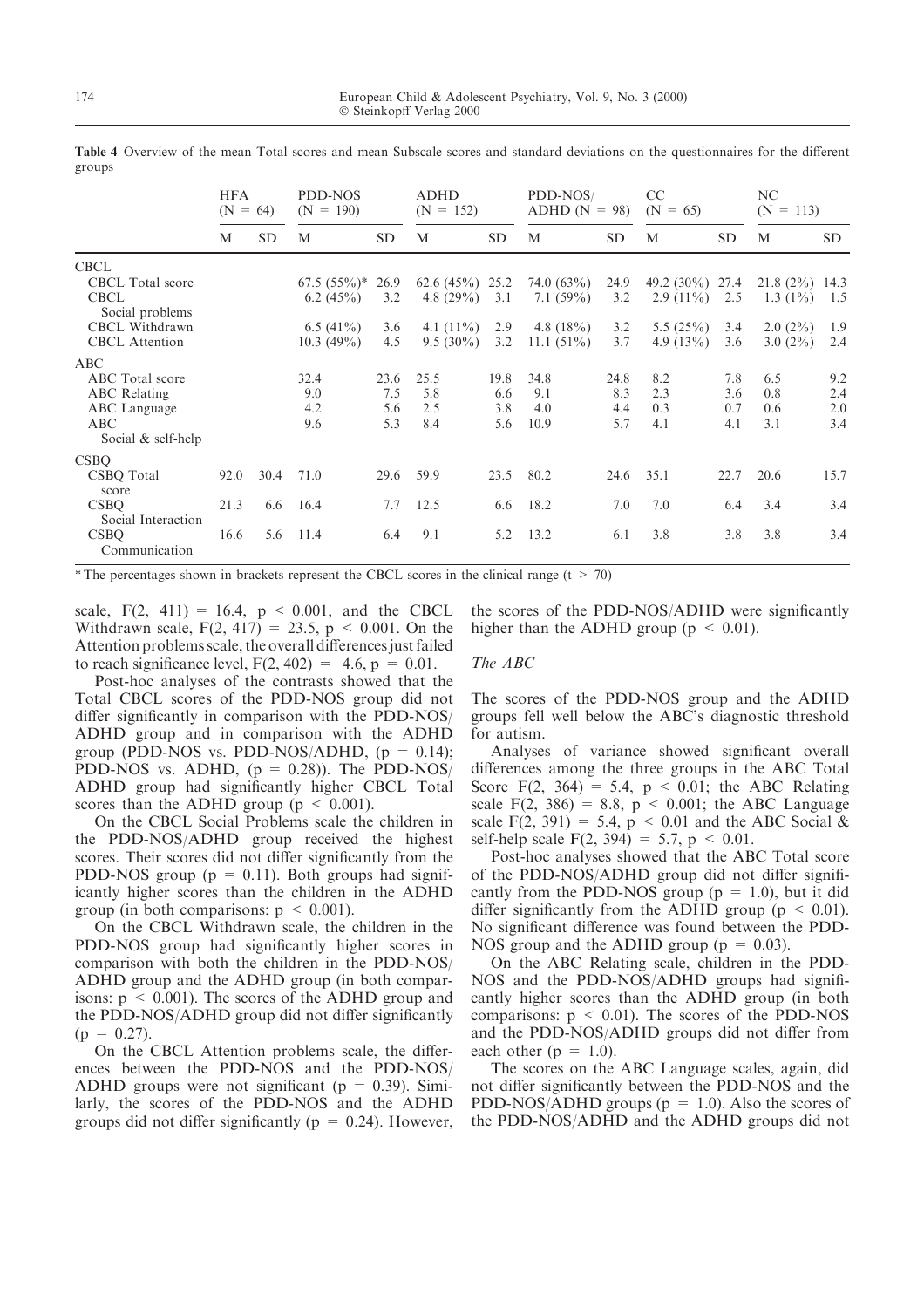**Table 4** Overview of the mean Total scores and mean Subscale scores and standard deviations on the questionnaires for the different groups

| | HFA (N = 64) | | PDD-NOS (N = 190) | | ADHD (N = 152) | | PDD-NOS/ ADHD (N = 98) | | CC (N = 65) | | NC (N = 113) | |
|---|---|---|---|---|---|---|---|---|---|---|---|---|
| | M | SD | M | SD | M | SD | M | SD | M | SD | M | SD |
| CBCL | | | | | | | | | | | | |
| CBCL Total score | | | 67.5 (55%)* | 26.9 | 62.6 (45%) | 25.2 | 74.0 (63%) | 24.9 | 49.2 (30%) | 27.4 | 21.8 (2%) | 14.3 |
| CBCL Social problems | | | 6.2 (45%) | 3.2 | 4.8 (29%) | 3.1 | 7.1 (59%) | 3.2 | 2.9 (11%) | 2.5 | 1.3 (1%) | 1.5 |
| CBCL Withdrawn | | | 6.5 (41%) | 3.6 | 4.1 (11%) | 2.9 | 4.8 (18%) | 3.2 | 5.5 (25%) | 3.4 | 2.0 (2%) | 1.9 |
| CBCL Attention | | | 10.3 (49%) | 4.5 | 9.5 (30%) | 3.2 | 11.1 (51%) | 3.7 | 4.9 (13%) | 3.6 | 3.0 (2%) | 2.4 |
| ABC | | | | | | | | | | | | |
| ABC Total score | | | 32.4 | 23.6 | 25.5 | 19.8 | 34.8 | 24.8 | 8.2 | 7.8 | 6.5 | 9.2 |
| ABC Relating | | | 9.0 | 7.5 | 5.8 | 6.6 | 9.1 | 8.3 | 2.3 | 3.6 | 0.8 | 2.4 |
| ABC Language | | | 4.2 | 5.6 | 2.5 | 3.8 | 4.0 | 4.4 | 0.3 | 0.7 | 0.6 | 2.0 |
| ABC Social & self-help | | | 9.6 | 5.3 | 8.4 | 5.6 | 10.9 | 5.7 | 4.1 | 4.1 | 3.1 | 3.4 |
| CSBQ | | | | | | | | | | | | |
| CSBQ Total score | 92.0 | 30.4 | 71.0 | 29.6 | 59.9 | 23.5 | 80.2 | 24.6 | 35.1 | 22.7 | 20.6 | 15.7 |
| CSBQ Social Interaction | 21.3 | 6.6 | 16.4 | 7.7 | 12.5 | 6.6 | 18.2 | 7.0 | 7.0 | 6.4 | 3.4 | 3.4 |
| CSBQ Communication | 16.6 | 5.6 | 11.4 | 6.4 | 9.1 | 5.2 | 13.2 | 6.1 | 3.8 | 3.8 | 3.8 | 3.4 |

* The percentages shown in brackets represent the CBCL scores in the clinical range ($t > 70$)

scale, $F(2, 411) = 16.4$, $p < 0.001$, and the CBCL Withdrawn scale, $F(2, 417) = 23.5$, $p < 0.001$. On the Attention problems scale, the overall differences just failed to reach significance level, $F(2, 402) = 4.6$, $p = 0.01$.

Post-hoc analyses of the contrasts showed that the Total CBCL scores of the PDD-NOS group did not differ significantly in comparison with the PDD-NOS/ ADHD group and in comparison with the ADHD group (PDD-NOS vs. PDD-NOS/ADHD, ($p = 0.14$); PDD-NOS vs. ADHD, ($p = 0.28$)). The PDD-NOS/ ADHD group had significantly higher CBCL Total scores than the ADHD group ($p < 0.001$).

On the CBCL Social Problems scale the children in the PDD-NOS/ADHD group received the highest scores. Their scores did not differ significantly from the PDD-NOS group ($p = 0.11$). Both groups had significantly higher scores than the children in the ADHD group (in both comparisons: $p < 0.001$).

On the CBCL Withdrawn scale, the children in the PDD-NOS group had significantly higher scores in comparison with both the children in the PDD-NOS/ ADHD group and the ADHD group (in both comparisons: $p < 0.001$). The scores of the ADHD group and the PDD-NOS/ADHD group did not differ significantly ($p = 0.27$).

On the CBCL Attention problems scale, the differences between the PDD-NOS and the PDD-NOS/ ADHD groups were not significant ($p = 0.39$). Similarly, the scores of the PDD-NOS and the ADHD groups did not differ significantly ($p = 0.24$). However, the scores of the PDD-NOS/ADHD were significantly higher than the ADHD group ($p < 0.01$).

*The ABC*

The scores of the PDD-NOS group and the ADHD groups fell well below the ABC's diagnostic threshold for autism.

Analyses of variance showed significant overall differences among the three groups in the ABC Total Score $F(2, 364) = 5.4$, $p < 0.01$; the ABC Relating scale $F(2, 386) = 8.8$, $p < 0.001$; the ABC Language scale $F(2, 391) = 5.4$, $p < 0.01$ and the ABC Social & self-help scale $F(2, 394) = 5.7$, $p < 0.01$.

Post-hoc analyses showed that the ABC Total score of the PDD-NOS/ADHD group did not differ significantly from the PDD-NOS group ($p = 1.0$), but it did differ significantly from the ADHD group ($p < 0.01$). No significant difference was found between the PDD-NOS group and the ADHD group ($p = 0.03$).

On the ABC Relating scale, children in the PDD-NOS and the PDD-NOS/ADHD groups had significantly higher scores than the ADHD group (in both comparisons: $p < 0.01$). The scores of the PDD-NOS and the PDD-NOS/ADHD groups did not differ from each other ($p = 1.0$).

The scores on the ABC Language scales, again, did not differ significantly between the PDD-NOS and the PDD-NOS/ADHD groups ($p = 1.0$). Also the scores of the PDD-NOS/ADHD and the ADHD groups did not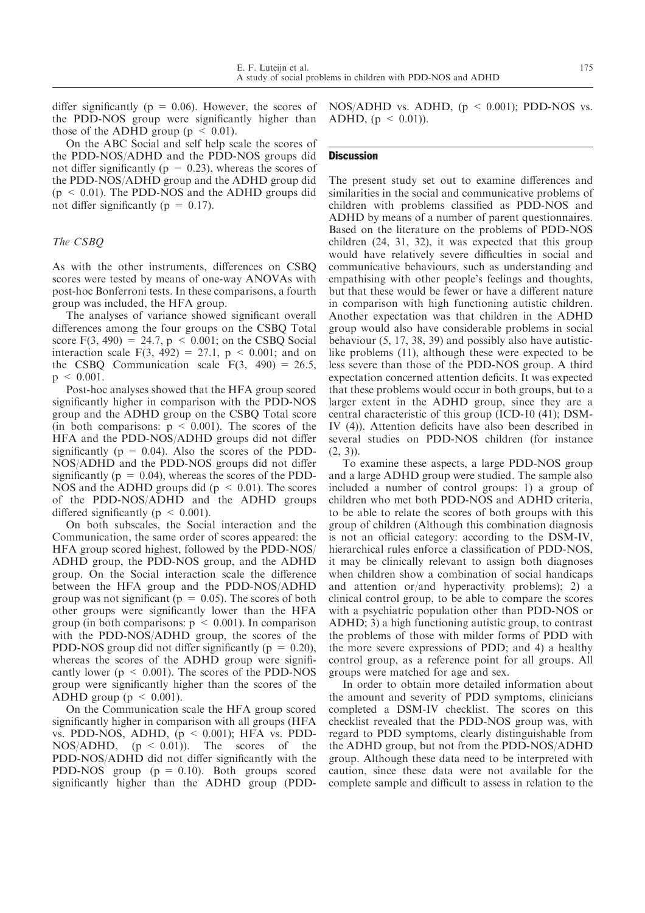differ significantly ($p = 0.06$). However, the scores of the PDD-NOS group were significantly higher than those of the ADHD group ($p < 0.01$).

On the ABC Social and self help scale the scores of the PDD-NOS/ADHD and the PDD-NOS groups did not differ significantly ($p = 0.23$), whereas the scores of the PDD-NOS/ADHD group and the ADHD group did ($p < 0.01$). The PDD-NOS and the ADHD groups did not differ significantly ($p = 0.17$).

### *The CSBQ*

As with the other instruments, differences on CSBQ scores were tested by means of one-way ANOVAs with post-hoc Bonferroni tests. In these comparisons, a fourth group was included, the HFA group.

The analyses of variance showed significant overall differences among the four groups on the CSBQ Total score $F(3, 490) = 24.7$, $p < 0.001$; on the CSBQ Social interaction scale $F(3, 492) = 27.1$, $p < 0.001$; and on the CSBQ Communication scale $F(3, 490) = 26.5$, $p < 0.001$.

Post-hoc analyses showed that the HFA group scored significantly higher in comparison with the PDD-NOS group and the ADHD group on the CSBQ Total score (in both comparisons: $p < 0.001$). The scores of the HFA and the PDD-NOS/ADHD groups did not differ significantly ($p = 0.04$). Also the scores of the PDD-NOS/ADHD and the PDD-NOS groups did not differ significantly ($p = 0.04$), whereas the scores of the PDD-NOS and the ADHD groups did ($p < 0.01$). The scores of the PDD-NOS/ADHD and the ADHD groups differed significantly ($p < 0.001$).

On both subscales, the Social interaction and the Communication, the same order of scores appeared: the HFA group scored highest, followed by the PDD-NOS/ADHD group, the PDD-NOS group, and the ADHD group. On the Social interaction scale the difference between the HFA group and the PDD-NOS/ADHD group was not significant ($p = 0.05$). The scores of both other groups were significantly lower than the HFA group (in both comparisons: $p < 0.001$). In comparison with the PDD-NOS/ADHD group, the scores of the PDD-NOS group did not differ significantly ($p = 0.20$), whereas the scores of the ADHD group were significantly lower ($p < 0.001$). The scores of the PDD-NOS group were significantly higher than the scores of the ADHD group ($p < 0.001$).

On the Communication scale the HFA group scored significantly higher in comparison with all groups (HFA vs. PDD-NOS, ADHD, ($p < 0.001$); HFA vs. PDD-NOS/ADHD, ($p < 0.01$)). The scores of the PDD-NOS/ADHD did not differ significantly with the PDD-NOS group ($p = 0.10$). Both groups scored significantly higher than the ADHD group (PDD-NOS/ADHD vs. ADHD, ($p < 0.001$); PDD-NOS vs. ADHD, ($p < 0.01$)).

## Discussion

The present study set out to examine differences and similarities in the social and communicative problems of children with problems classified as PDD-NOS and ADHD by means of a number of parent questionnaires. Based on the literature on the problems of PDD-NOS children (24, 31, 32), it was expected that this group would have relatively severe difficulties in social and communicative behaviours, such as understanding and empathising with other people's feelings and thoughts, but that these would be fewer or have a different nature in comparison with high functioning autistic children. Another expectation was that children in the ADHD group would also have considerable problems in social behaviour (5, 17, 38, 39) and possibly also have autistic-like problems (11), although these were expected to be less severe than those of the PDD-NOS group. A third expectation concerned attention deficits. It was expected that these problems would occur in both groups, but to a larger extent in the ADHD group, since they are a central characteristic of this group (ICD-10 (41); DSM-IV (4)). Attention deficits have also been described in several studies on PDD-NOS children (for instance (2, 3)).

To examine these aspects, a large PDD-NOS group and a large ADHD group were studied. The sample also included a number of control groups: 1) a group of children who met both PDD-NOS and ADHD criteria, to be able to relate the scores of both groups with this group of children (Although this combination diagnosis is not an official category: according to the DSM-IV, hierarchical rules enforce a classification of PDD-NOS, it may be clinically relevant to assign both diagnoses when children show a combination of social handicaps and attention or/and hyperactivity problems); 2) a clinical control group, to be able to compare the scores with a psychiatric population other than PDD-NOS or ADHD; 3) a high functioning autistic group, to contrast the problems of those with milder forms of PDD with the more severe expressions of PDD; and 4) a healthy control group, as a reference point for all groups. All groups were matched for age and sex.

In order to obtain more detailed information about the amount and severity of PDD symptoms, clinicians completed a DSM-IV checklist. The scores on this checklist revealed that the PDD-NOS group was, with regard to PDD symptoms, clearly distinguishable from the ADHD group, but not from the PDD-NOS/ADHD group. Although these data need to be interpreted with caution, since these data were not available for the complete sample and difficult to assess in relation to the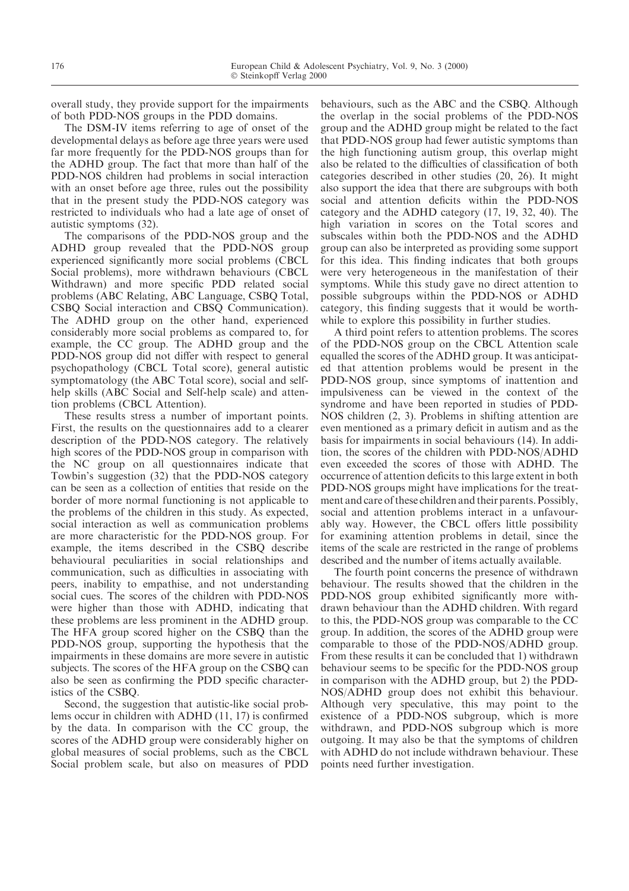overall study, they provide support for the impairments of both PDD-NOS groups in the PDD domains.

The DSM-IV items referring to age of onset of the developmental delays as before age three years were used far more frequently for the PDD-NOS groups than for the ADHD group. The fact that more than half of the PDD-NOS children had problems in social interaction with an onset before age three, rules out the possibility that in the present study the PDD-NOS category was restricted to individuals who had a late age of onset of autistic symptoms (32).

The comparisons of the PDD-NOS group and the ADHD group revealed that the PDD-NOS group experienced significantly more social problems (CBCL Social problems), more withdrawn behaviours (CBCL Withdrawn) and more specific PDD related social problems (ABC Relating, ABC Language, CSBQ Total, CSBQ Social interaction and CBSQ Communication). The ADHD group on the other hand, experienced considerably more social problems as compared to, for example, the CC group. The ADHD group and the PDD-NOS group did not differ with respect to general psychopathology (CBCL Total score), general autistic symptomatology (the ABC Total score), social and self-help skills (ABC Social and Self-help scale) and attention problems (CBCL Attention).

These results stress a number of important points. First, the results on the questionnaires add to a clearer description of the PDD-NOS category. The relatively high scores of the PDD-NOS group in comparison with the NC group on all questionnaires indicate that Towbin's suggestion (32) that the PDD-NOS category can be seen as a collection of entities that reside on the border of more normal functioning is not applicable to the problems of the children in this study. As expected, social interaction as well as communication problems are more characteristic for the PDD-NOS group. For example, the items described in the CSBQ describe behavioural peculiarities in social relationships and communication, such as difficulties in associating with peers, inability to empathise, and not understanding social cues. The scores of the children with PDD-NOS were higher than those with ADHD, indicating that these problems are less prominent in the ADHD group. The HFA group scored higher on the CSBQ than the PDD-NOS group, supporting the hypothesis that the impairments in these domains are more severe in autistic subjects. The scores of the HFA group on the CSBQ can also be seen as confirming the PDD specific characteristics of the CSBQ.

Second, the suggestion that autistic-like social problems occur in children with ADHD (11, 17) is confirmed by the data. In comparison with the CC group, the scores of the ADHD group were considerably higher on global measures of social problems, such as the CBCL Social problem scale, but also on measures of PDD behaviours, such as the ABC and the CSBQ. Although the overlap in the social problems of the PDD-NOS group and the ADHD group might be related to the fact that PDD-NOS group had fewer autistic symptoms than the high functioning autism group, this overlap might also be related to the difficulties of classification of both categories described in other studies (20, 26). It might also support the idea that there are subgroups with both social and attention deficits within the PDD-NOS category and the ADHD category (17, 19, 32, 40). The high variation in scores on the Total scores and subscales within both the PDD-NOS and the ADHD group can also be interpreted as providing some support for this idea. This finding indicates that both groups were very heterogeneous in the manifestation of their symptoms. While this study gave no direct attention to possible subgroups within the PDD-NOS or ADHD category, this finding suggests that it would be worthwhile to explore this possibility in further studies.

A third point refers to attention problems. The scores of the PDD-NOS group on the CBCL Attention scale equalled the scores of the ADHD group. It was anticipated that attention problems would be present in the PDD-NOS group, since symptoms of inattention and impulsiveness can be viewed in the context of the syndrome and have been reported in studies of PDD-NOS children (2, 3). Problems in shifting attention are even mentioned as a primary deficit in autism and as the basis for impairments in social behaviours (14). In addition, the scores of the children with PDD-NOS/ADHD even exceeded the scores of those with ADHD. The occurrence of attention deficits to this large extent in both PDD-NOS groups might have implications for the treatment and care of these children and their parents. Possibly, social and attention problems interact in a unfavourably way. However, the CBCL offers little possibility for examining attention problems in detail, since the items of the scale are restricted in the range of problems described and the number of items actually available.

The fourth point concerns the presence of withdrawn behaviour. The results showed that the children in the PDD-NOS group exhibited significantly more withdrawn behaviour than the ADHD children. With regard to this, the PDD-NOS group was comparable to the CC group. In addition, the scores of the ADHD group were comparable to those of the PDD-NOS/ADHD group. From these results it can be concluded that 1) withdrawn behaviour seems to be specific for the PDD-NOS group in comparison with the ADHD group, but 2) the PDD-NOS/ADHD group does not exhibit this behaviour. Although very speculative, this may point to the existence of a PDD-NOS subgroup, which is more withdrawn, and PDD-NOS subgroup which is more outgoing. It may also be that the symptoms of children with ADHD do not include withdrawn behaviour. These points need further investigation.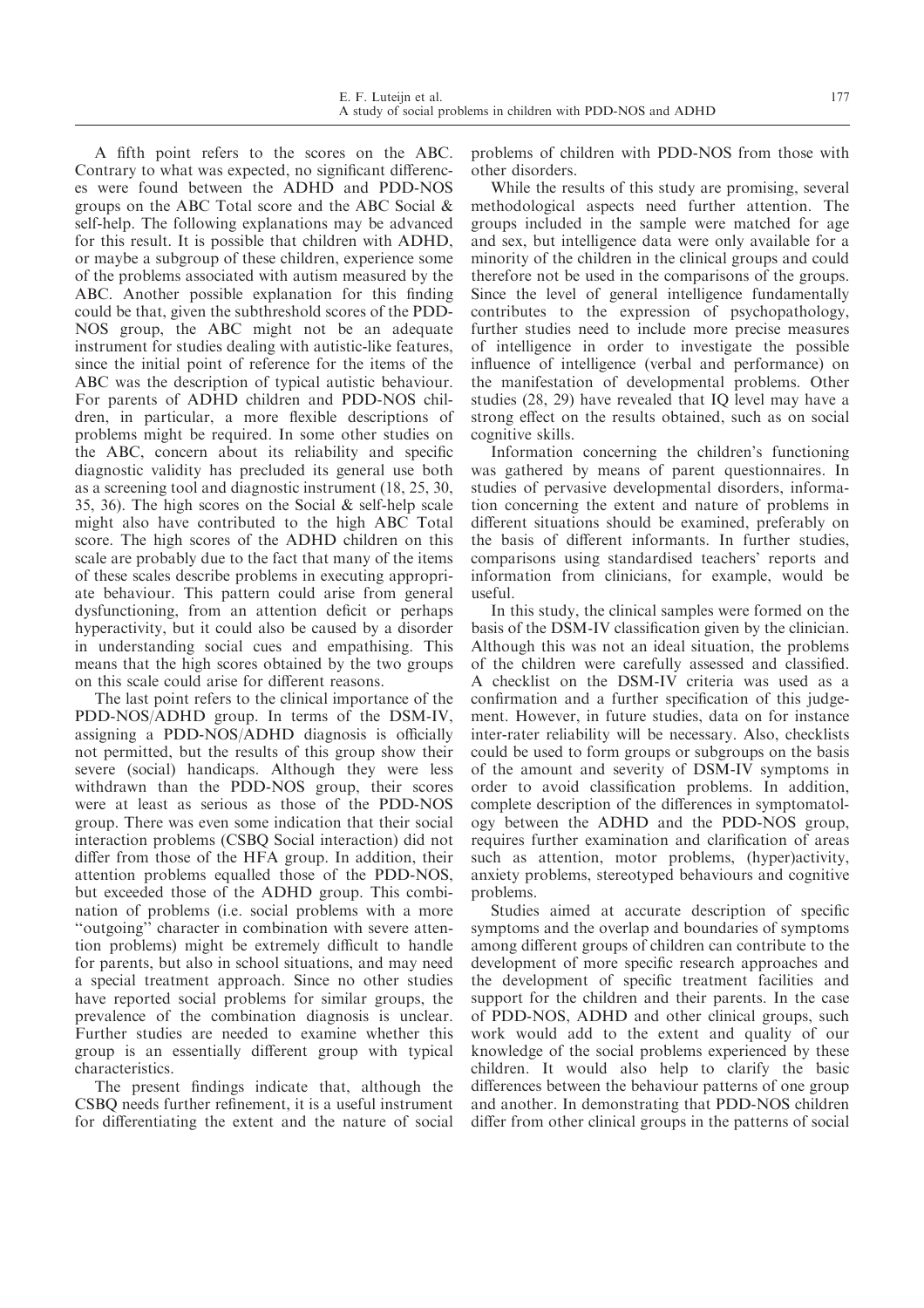A fifth point refers to the scores on the ABC. Contrary to what was expected, no significant differences were found between the ADHD and PDD-NOS groups on the ABC Total score and the ABC Social & self-help. The following explanations may be advanced for this result. It is possible that children with ADHD, or maybe a subgroup of these children, experience some of the problems associated with autism measured by the ABC. Another possible explanation for this finding could be that, given the subthreshold scores of the PDD-NOS group, the ABC might not be an adequate instrument for studies dealing with autistic-like features, since the initial point of reference for the items of the ABC was the description of typical autistic behaviour. For parents of ADHD children and PDD-NOS children, in particular, a more flexible descriptions of problems might be required. In some other studies on the ABC, concern about its reliability and specific diagnostic validity has precluded its general use both as a screening tool and diagnostic instrument (18, 25, 30, 35, 36). The high scores on the Social & self-help scale might also have contributed to the high ABC Total score. The high scores of the ADHD children on this scale are probably due to the fact that many of the items of these scales describe problems in executing appropriate behaviour. This pattern could arise from general dysfunctioning, from an attention deficit or perhaps hyperactivity, but it could also be caused by a disorder in understanding social cues and empathising. This means that the high scores obtained by the two groups on this scale could arise for different reasons.

The last point refers to the clinical importance of the PDD-NOS/ADHD group. In terms of the DSM-IV, assigning a PDD-NOS/ADHD diagnosis is officially not permitted, but the results of this group show their severe (social) handicaps. Although they were less withdrawn than the PDD-NOS group, their scores were at least as serious as those of the PDD-NOS group. There was even some indication that their social interaction problems (CSBQ Social interaction) did not differ from those of the HFA group. In addition, their attention problems equalled those of the PDD-NOS, but exceeded those of the ADHD group. This combination of problems (i.e. social problems with a more "outgoing" character in combination with severe attention problems) might be extremely difficult to handle for parents, but also in school situations, and may need a special treatment approach. Since no other studies have reported social problems for similar groups, the prevalence of the combination diagnosis is unclear. Further studies are needed to examine whether this group is an essentially different group with typical characteristics.

The present findings indicate that, although the CSBQ needs further refinement, it is a useful instrument for differentiating the extent and the nature of social problems of children with PDD-NOS from those with other disorders.

While the results of this study are promising, several methodological aspects need further attention. The groups included in the sample were matched for age and sex, but intelligence data were only available for a minority of the children in the clinical groups and could therefore not be used in the comparisons of the groups. Since the level of general intelligence fundamentally contributes to the expression of psychopathology, further studies need to include more precise measures of intelligence in order to investigate the possible influence of intelligence (verbal and performance) on the manifestation of developmental problems. Other studies (28, 29) have revealed that IQ level may have a strong effect on the results obtained, such as on social cognitive skills.

Information concerning the children's functioning was gathered by means of parent questionnaires. In studies of pervasive developmental disorders, information concerning the extent and nature of problems in different situations should be examined, preferably on the basis of different informants. In further studies, comparisons using standardised teachers' reports and information from clinicians, for example, would be useful.

In this study, the clinical samples were formed on the basis of the DSM-IV classification given by the clinician. Although this was not an ideal situation, the problems of the children were carefully assessed and classified. A checklist on the DSM-IV criteria was used as a confirmation and a further specification of this judgement. However, in future studies, data on for instance inter-rater reliability will be necessary. Also, checklists could be used to form groups or subgroups on the basis of the amount and severity of DSM-IV symptoms in order to avoid classification problems. In addition, complete description of the differences in symptomatology between the ADHD and the PDD-NOS group, requires further examination and clarification of areas such as attention, motor problems, (hyper)activity, anxiety problems, stereotyped behaviours and cognitive problems.

Studies aimed at accurate description of specific symptoms and the overlap and boundaries of symptoms among different groups of children can contribute to the development of more specific research approaches and the development of specific treatment facilities and support for the children and their parents. In the case of PDD-NOS, ADHD and other clinical groups, such work would add to the extent and quality of our knowledge of the social problems experienced by these children. It would also help to clarify the basic differences between the behaviour patterns of one group and another. In demonstrating that PDD-NOS children differ from other clinical groups in the patterns of social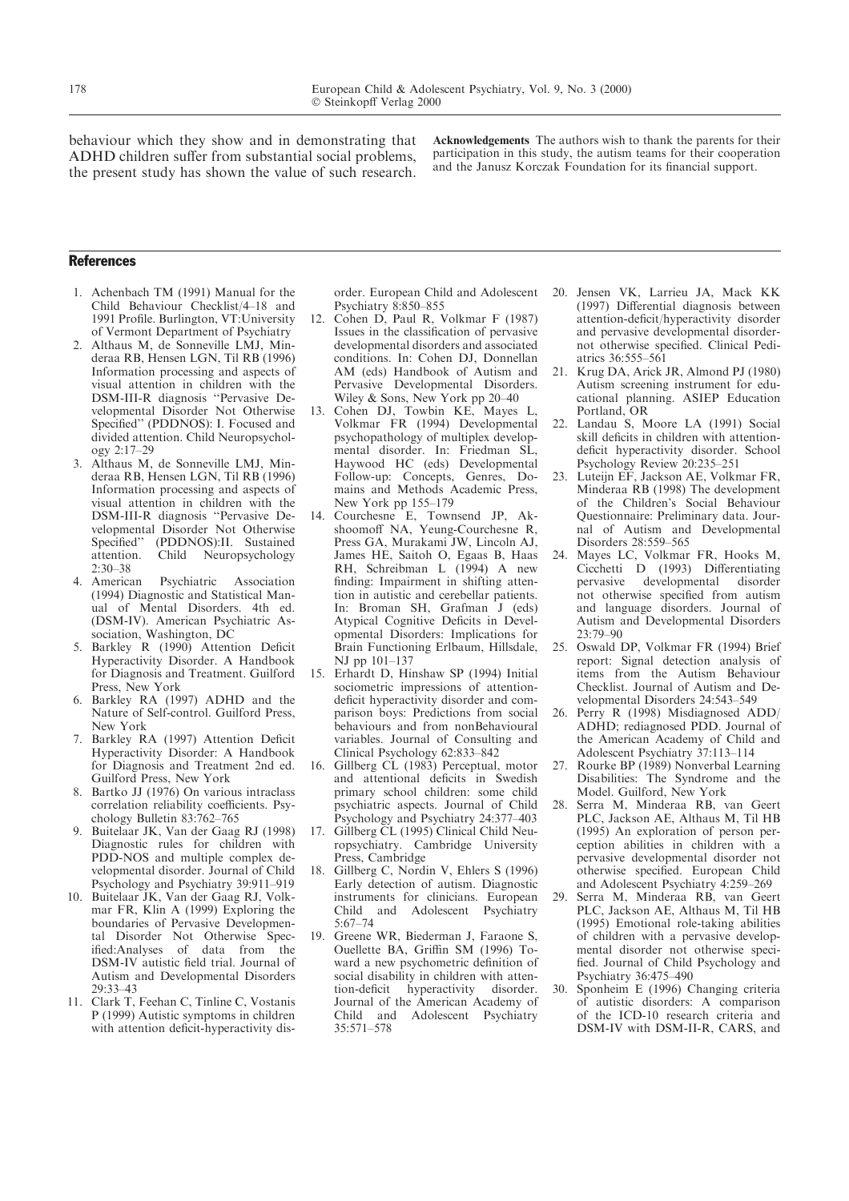behaviour which they show and in demonstrating that ADHD children suffer from substantial social problems, the present study has shown the value of such research.

**Acknowledgements** The authors wish to thank the parents for their participation in this study, the autism teams for their cooperation and the Janusz Korczak Foundation for its financial support.

## References

1. Achenbach TM (1991) Manual for the Child Behaviour Checklist/4–18 and 1991 Profile. Burlington, VT:University of Vermont Department of Psychiatry
2. Althaus M, de Sonneville LMJ, Minderaa RB, Hensen LGN, Til RB (1996) Information processing and aspects of visual attention in children with the DSM-III-R diagnosis "Pervasive Developmental Disorder Not Otherwise Specified" (PDDNOS): I. Focused and divided attention. Child Neuropsychology 2:17–29
3. Althaus M, de Sonneville LMJ, Minderaa RB, Hensen LGN, Til RB (1996) Information processing and aspects of visual attention in children with the DSM-III-R diagnosis "Pervasive Developmental Disorder Not Otherwise Specified" (PDDNOS):II. Sustained attention. Child Neuropsychology 2:30–38
4. American Psychiatric Association (1994) Diagnostic and Statistical Manual of Mental Disorders. 4th ed. (DSM-IV). American Psychiatric Association, Washington, DC
5. Barkley R (1990) Attention Deficit Hyperactivity Disorder. A Handbook for Diagnosis and Treatment. Guilford Press, New York
6. Barkley RA (1997) ADHD and the Nature of Self-control. Guilford Press, New York
7. Barkley RA (1997) Attention Deficit Hyperactivity Disorder: A Handbook for Diagnosis and Treatment 2nd ed. Guilford Press, New York
8. Bartko JJ (1976) On various intraclass correlation reliability coefficients. Psychology Bulletin 83:762–765
9. Buitelaar JK, Van der Gaag RJ (1998) Diagnostic rules for children with PDD-NOS and multiple complex developmental disorder. Journal of Child Psychology and Psychiatry 39:911–919
10. Buitelaar JK, Van der Gaag RJ, Volkmar FR, Klin A (1999) Exploring the boundaries of Pervasive Developmental Disorder Not Otherwise Specified:Analyses of data from the DSM-IV autistic field trial. Journal of Autism and Developmental Disorders 29:33–43
11. Clark T, Feehan C, Tinline C, Vostanis P (1999) Autistic symptoms in children with attention deficit-hyperactivity disorder. European Child and Adolescent Psychiatry 8:850–855
12. Cohen D, Paul R, Volkmar F (1987) Issues in the classification of pervasive developmental disorders and associated conditions. In: Cohen DJ, Donnellan AM (eds) Handbook of Autism and Pervasive Developmental Disorders. Wiley & Sons, New York pp 20–40
13. Cohen DJ, Towbin KE, Mayes L, Volkmar FR (1994) Developmental psychopathology of multiplex developmental disorder. In: Friedman SL, Haywood HC (eds) Developmental Follow-up: Concepts, Genres, Domains and Methods Academic Press, New York pp 155–179
14. Courchesne E, Townsend JP, Akshoomoff NA, Yeung-Courchesne R, Press GA, Murakami JW, Lincoln AJ, James HE, Saitoh O, Egaas B, Haas RH, Schreibman L (1994) A new finding: Impairment in shifting attention in autistic and cerebellar patients. In: Broman SH, Grafman J (eds) Atypical Cognitive Deficits in Developmental Disorders: Implications for Brain Functioning Erlbaum, Hillsdale, NJ pp 101–137
15. Erhardt D, Hinshaw SP (1994) Initial sociometric impressions of attention-deficit hyperactivity disorder and comparison boys: Predictions from social behaviours and from nonBehavioural variables. Journal of Consulting and Clinical Psychology 62:833–842
16. Gillberg CL (1983) Perceptual, motor and attentional deficits in Swedish primary school children: some child psychiatric aspects. Journal of Child Psychology and Psychiatry 24:377–403
17. Gillberg CL (1995) Clinical Child Neuropsychiatry. Cambridge University Press, Cambridge
18. Gillberg C, Nordin V, Ehlers S (1996) Early detection of autism. Diagnostic instruments for clinicians. European Child and Adolescent Psychiatry 5:67–74
19. Greene WR, Biederman J, Faraone S, Ouellette BA, Griffin SM (1996) Toward a new psychometric definition of social disability in children with attention-deficit hyperactivity disorder. Journal of the American Academy of Child and Adolescent Psychiatry 35:571–578
20. Jensen VK, Larrieu JA, Mack KK (1997) Differential diagnosis between attention-deficit/hyperactivity disorder and pervasive developmental disorder-not otherwise specified. Clinical Pediatrics 36:555–561
21. Krug DA, Arick JR, Almond PJ (1980) Autism screening instrument for educational planning. ASIEP Education Portland, OR
22. Landau S, Moore LA (1991) Social skill deficits in children with attention-deficit hyperactivity disorder. School Psychology Review 20:235–251
23. Luteijn EF, Jackson AE, Volkmar FR, Minderaa RB (1998) The development of the Children's Social Behaviour Questionnaire: Preliminary data. Journal of Autism and Developmental Disorders 28:559–565
24. Mayes LC, Volkmar FR, Hooks M, Cicchetti D (1993) Differentiating pervasive developmental disorder not otherwise specified from autism and language disorders. Journal of Autism and Developmental Disorders 23:79–90
25. Oswald DP, Volkmar FR (1994) Brief report: Signal detection analysis of items from the Autism Behaviour Checklist. Journal of Autism and Developmental Disorders 24:543–549
26. Perry R (1998) Misdiagnosed ADD/ADHD; rediagnosed PDD. Journal of the American Academy of Child and Adolescent Psychiatry 37:113–114
27. Rourke BP (1989) Nonverbal Learning Disabilities: The Syndrome and the Model. Guilford, New York
28. Serra M, Minderaa RB, van Geert PLC, Jackson AE, Althaus M, Til HB (1995) An exploration of person perception abilities in children with a pervasive developmental disorder not otherwise specified. European Child and Adolescent Psychiatry 4:259–269
29. Serra M, Minderaa RB, van Geert PLC, Jackson AE, Althaus M, Til HB (1995) Emotional role-taking abilities of children with a pervasive developmental disorder not otherwise specified. Journal of Child Psychology and Psychiatry 36:475–490
30. Sponheim E (1996) Changing criteria of autistic disorders: A comparison of the ICD-10 research criteria and DSM-IV with DSM-II-R, CARS, and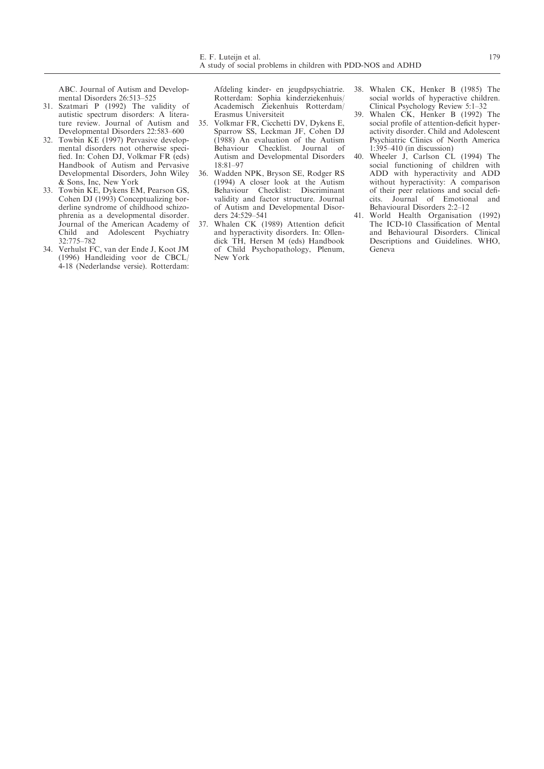ABC. Journal of Autism and Developmental Disorders 26:513–525

31. Szatmari P (1992) The validity of autistic spectrum disorders: A literature review. Journal of Autism and Developmental Disorders 22:583–600
32. Towbin KE (1997) Pervasive developmental disorders not otherwise specified. In: Cohen DJ, Volkmar FR (eds) Handbook of Autism and Pervasive Developmental Disorders, John Wiley & Sons, Inc, New York
33. Towbin KE, Dykens EM, Pearson GS, Cohen DJ (1993) Conceptualizing borderline syndrome of childhood schizophrenia as a developmental disorder. Journal of the American Academy of Child and Adolescent Psychiatry 32:775–782
34. Verhulst FC, van der Ende J, Koot JM (1996) Handleiding voor de CBCL/4-18 (Nederlandse versie). Rotterdam: Afdeling kinder- en jeugdpsychiatrie. Rotterdam: Sophia kinderziekenhuis/Academisch Ziekenhuis Rotterdam/Erasmus Universiteit
35. Volkmar FR, Cicchetti DV, Dykens E, Sparrow SS, Leckman JF, Cohen DJ (1988) An evaluation of the Autism Behaviour Checklist. Journal of Autism and Developmental Disorders 18:81–97
36. Wadden NPK, Bryson SE, Rodger RS (1994) A closer look at the Autism Behaviour Checklist: Discriminant validity and factor structure. Journal of Autism and Developmental Disorders 24:529–541
37. Whalen CK (1989) Attention deficit and hyperactivity disorders. In: Ollendick TH, Hersen M (eds) Handbook of Child Psychopathology, Plenum, New York
38. Whalen CK, Henker B (1985) The social worlds of hyperactive children. Clinical Psychology Review 5:1–32
39. Whalen CK, Henker B (1992) The social profile of attention-deficit hyperactivity disorder. Child and Adolescent Psychiatric Clinics of North America 1:395–410 (in discussion)
40. Wheeler J, Carlson CL (1994) The social functioning of children with ADD with hyperactivity and ADD without hyperactivity: A comparison of their peer relations and social deficits. Journal of Emotional and Behavioural Disorders 2:2–12
41. World Health Organisation (1992) The ICD-10 Classification of Mental and Behavioural Disorders. Clinical Descriptions and Guidelines. WHO, Geneva